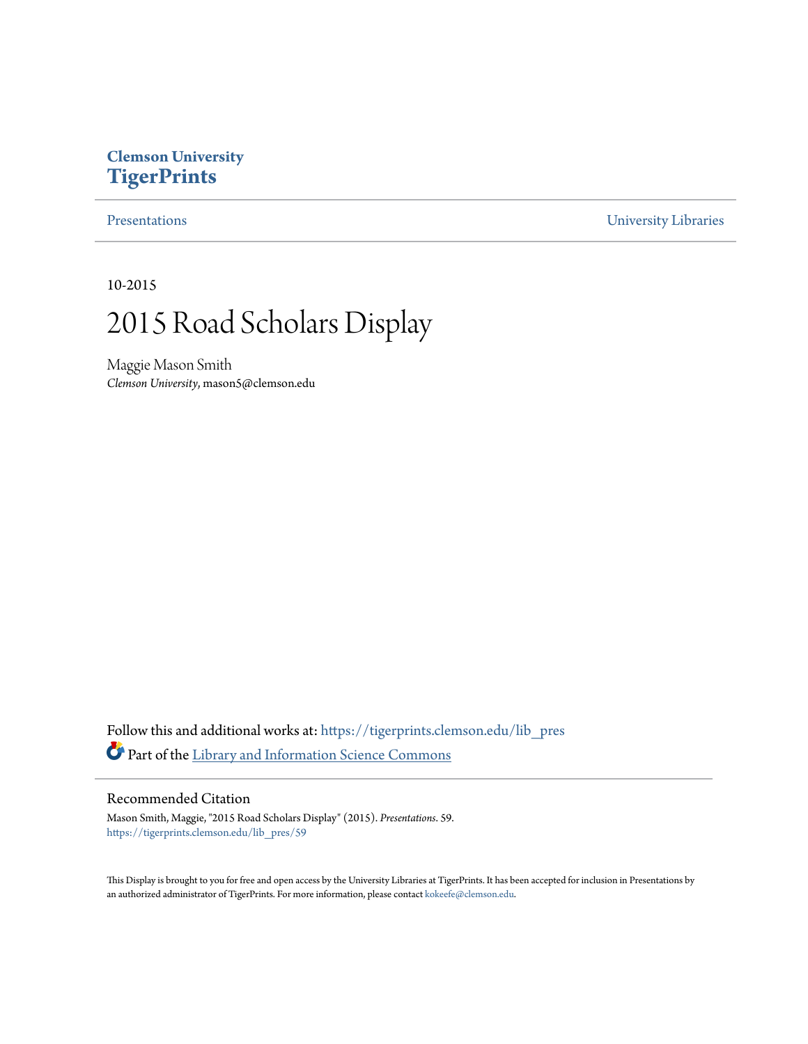**Clemson University**
**TigerPrints**

Presentations | University Libraries

10-2015

# 2015 Road Scholars Display

Maggie Mason Smith
*Clemson University*, mason5@clemson.edu

Follow this and additional works at: https://tigerprints.clemson.edu/lib_pres

Part of the Library and Information Science Commons

## Recommended Citation

Mason Smith, Maggie, "2015 Road Scholars Display" (2015). *Presentations*. 59.
https://tigerprints.clemson.edu/lib_pres/59

This Display is brought to you for free and open access by the University Libraries at TigerPrints. It has been accepted for inclusion in Presentations by an authorized administrator of TigerPrints. For more information, please contact kokeefe@clemson.edu.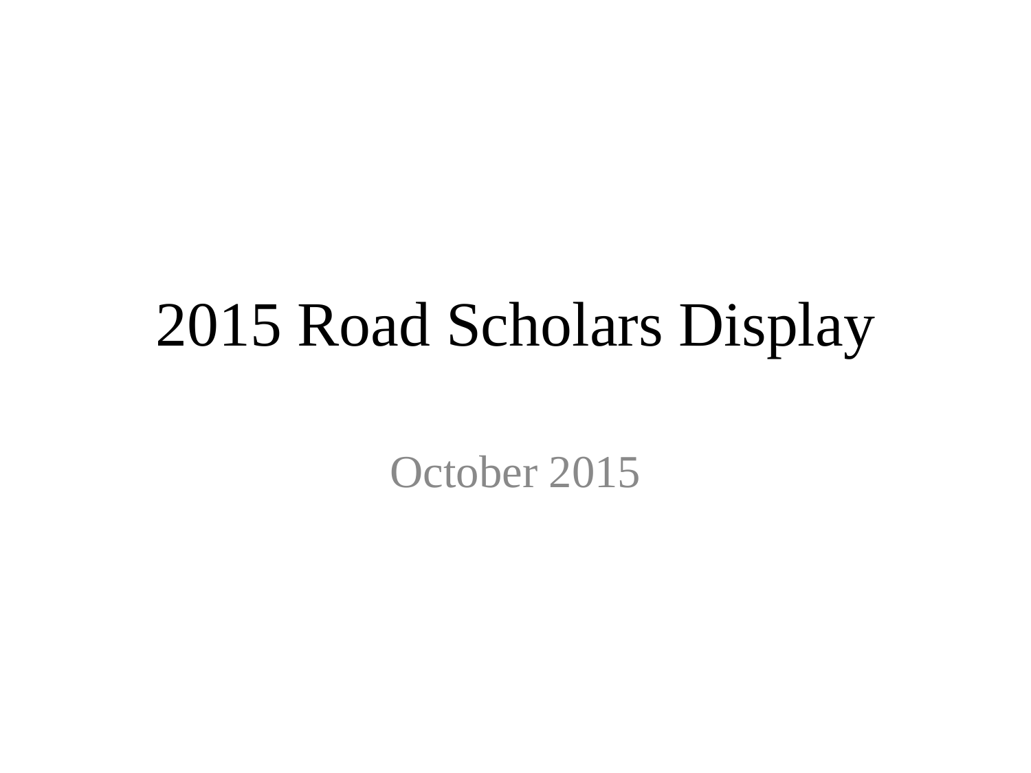# 2015 Road Scholars Display

October 2015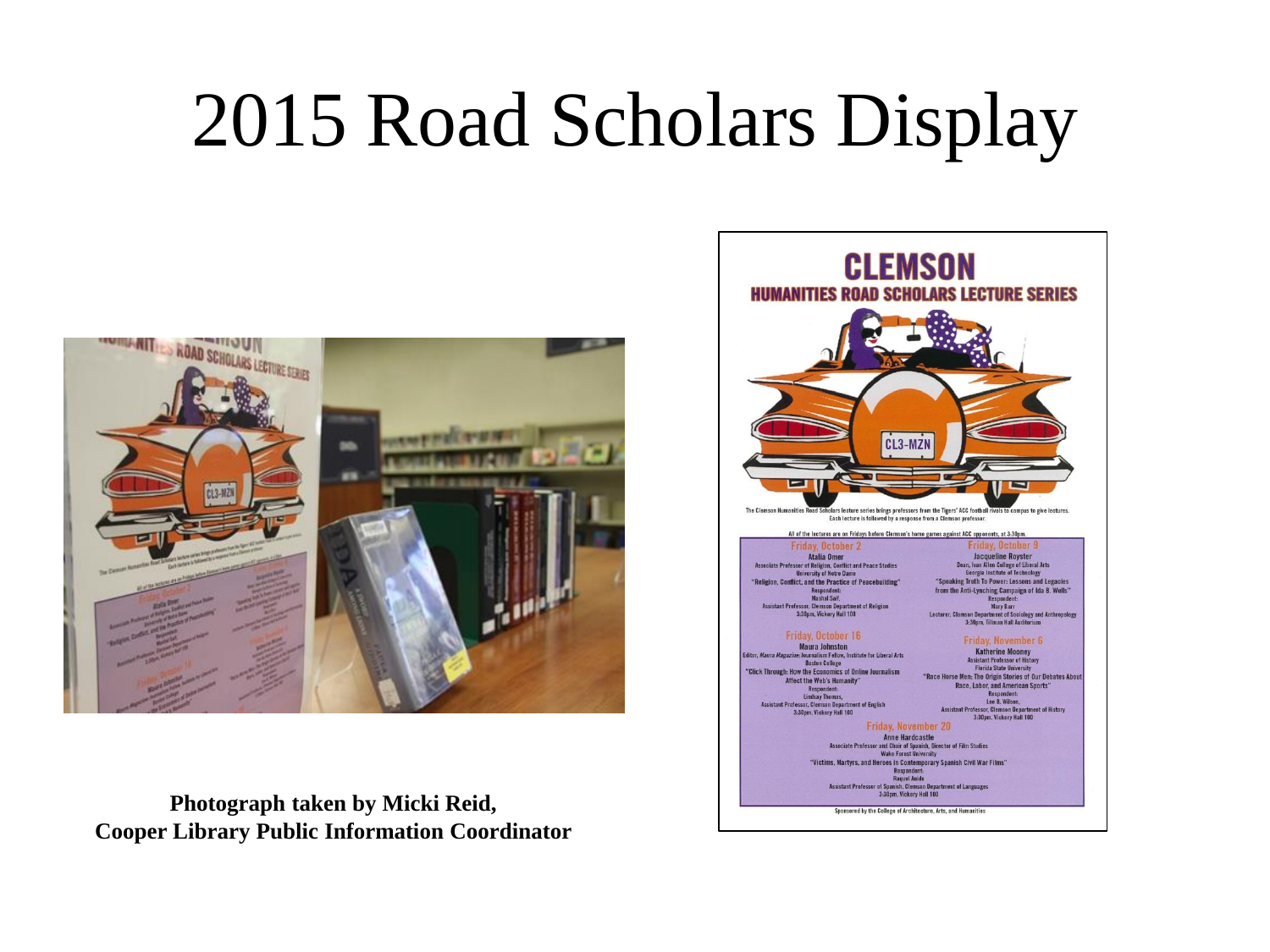# 2015 Road Scholars Display

**Photograph taken by Micki Reid, Cooper Library Public Information Coordinator**

# CLEMSON

## HUMANITIES ROAD SCHOLARS LECTURE SERIES

CL3-MZN

The Clemson Humanities Road Scholars lecture series brings professors from the Tigers' ACC football rivals to campus to give lectures. Each lecture is followed by a response from a Clemson professor.

All of the lectures are on Fridays before Clemson's home games against ACC opponents, at 3:30pm.

**Friday, October 2**
Atalia Omer
Associate Professor of Religion, Conflict and Peace Studies
University of Notre Dame
"Religion, Conflict, and the Practice of Peacebuilding"
Respondent:
Mashal Saif,
Assistant Professor, Clemson Department of Religion
3:30pm, Vickery Hall 100

**Friday, October 9**
Jacqueline Royster
Dean, Ivan Allen College of Liberal Arts
Georgia Institute of Technology
"Speaking Truth To Power: Lessons and Legacies from the Anti-Lynching Campaign of Ida B. Wells"
Respondent:
Mary Barr
Lecturer, Clemson Department of Sociology and Anthropology
3:30pm, Tillman Hall Auditorium

**Friday, October 16**
Maura Johnston
Editor, *Maura Magazine*; Journalism Fellow, Institute for Liberal Arts
Boston College
"Click Through: How the Economics of Online Journalism Affect the Web's Humanity"
Respondent:
Lindsay Thomas,
Assistant Professor, Clemson Department of English
3:30pm, Vickery Hall 100

**Friday, November 6**
Katherine Mooney
Assistant Professor of History
Florida State University
"Race Horse Men: The Origin Stories of Our Debates About Race, Labor, and American Sports"
Respondent:
Lee B. Wilson,
Assistant Professor, Clemson Department of History
3:30pm, Vickery Hall 100

**Friday, November 20**
Anne Hardcastle
Associate Professor and Chair of Spanish, Director of Film Studies
Wake Forest University
"Victims, Martyrs, and Heroes in Contemporary Spanish Civil War Films"
Respondent:
Raquel Anido
Assistant Professor of Spanish, Clemson Department of Languages
3:30pm, Vickery Hall 100

Sponsored by the College of Architecture, Arts, and Humanities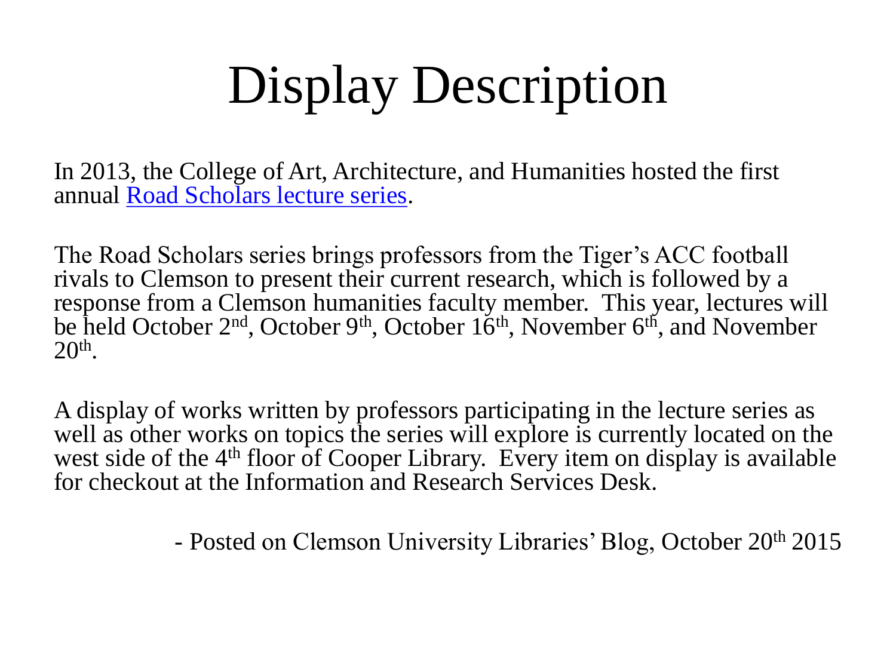# Display Description

In 2013, the College of Art, Architecture, and Humanities hosted the first annual Road Scholars lecture series.

The Road Scholars series brings professors from the Tiger's ACC football rivals to Clemson to present their current research, which is followed by a response from a Clemson humanities faculty member. This year, lectures will be held October 2nd, October 9th, October 16th, November 6th, and November 20th.

A display of works written by professors participating in the lecture series as well as other works on topics the series will explore is currently located on the west side of the 4th floor of Cooper Library. Every item on display is available for checkout at the Information and Research Services Desk.

- Posted on Clemson University Libraries' Blog, October 20th 2015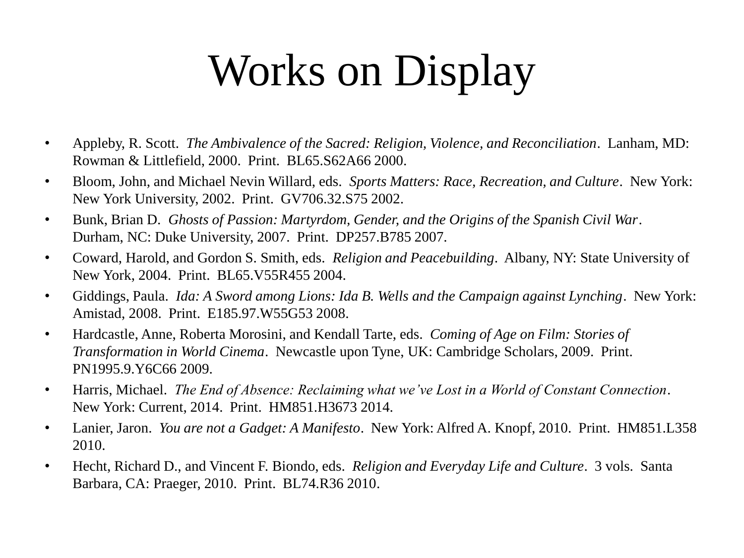# Works on Display

- Appleby, R. Scott. *The Ambivalence of the Sacred: Religion, Violence, and Reconciliation*. Lanham, MD: Rowman & Littlefield, 2000. Print. BL65.S62A66 2000.
- Bloom, John, and Michael Nevin Willard, eds. *Sports Matters: Race, Recreation, and Culture*. New York: New York University, 2002. Print. GV706.32.S75 2002.
- Bunk, Brian D. *Ghosts of Passion: Martyrdom, Gender, and the Origins of the Spanish Civil War*. Durham, NC: Duke University, 2007. Print. DP257.B785 2007.
- Coward, Harold, and Gordon S. Smith, eds. *Religion and Peacebuilding*. Albany, NY: State University of New York, 2004. Print. BL65.V55R455 2004.
- Giddings, Paula. *Ida: A Sword among Lions: Ida B. Wells and the Campaign against Lynching*. New York: Amistad, 2008. Print. E185.97.W55G53 2008.
- Hardcastle, Anne, Roberta Morosini, and Kendall Tarte, eds. *Coming of Age on Film: Stories of Transformation in World Cinema*. Newcastle upon Tyne, UK: Cambridge Scholars, 2009. Print. PN1995.9.Y6C66 2009.
- Harris, Michael. *The End of Absence: Reclaiming what we've Lost in a World of Constant Connection*. New York: Current, 2014. Print. HM851.H3673 2014.
- Lanier, Jaron. *You are not a Gadget: A Manifesto*. New York: Alfred A. Knopf, 2010. Print. HM851.L358 2010.
- Hecht, Richard D., and Vincent F. Biondo, eds. *Religion and Everyday Life and Culture*. 3 vols. Santa Barbara, CA: Praeger, 2010. Print. BL74.R36 2010.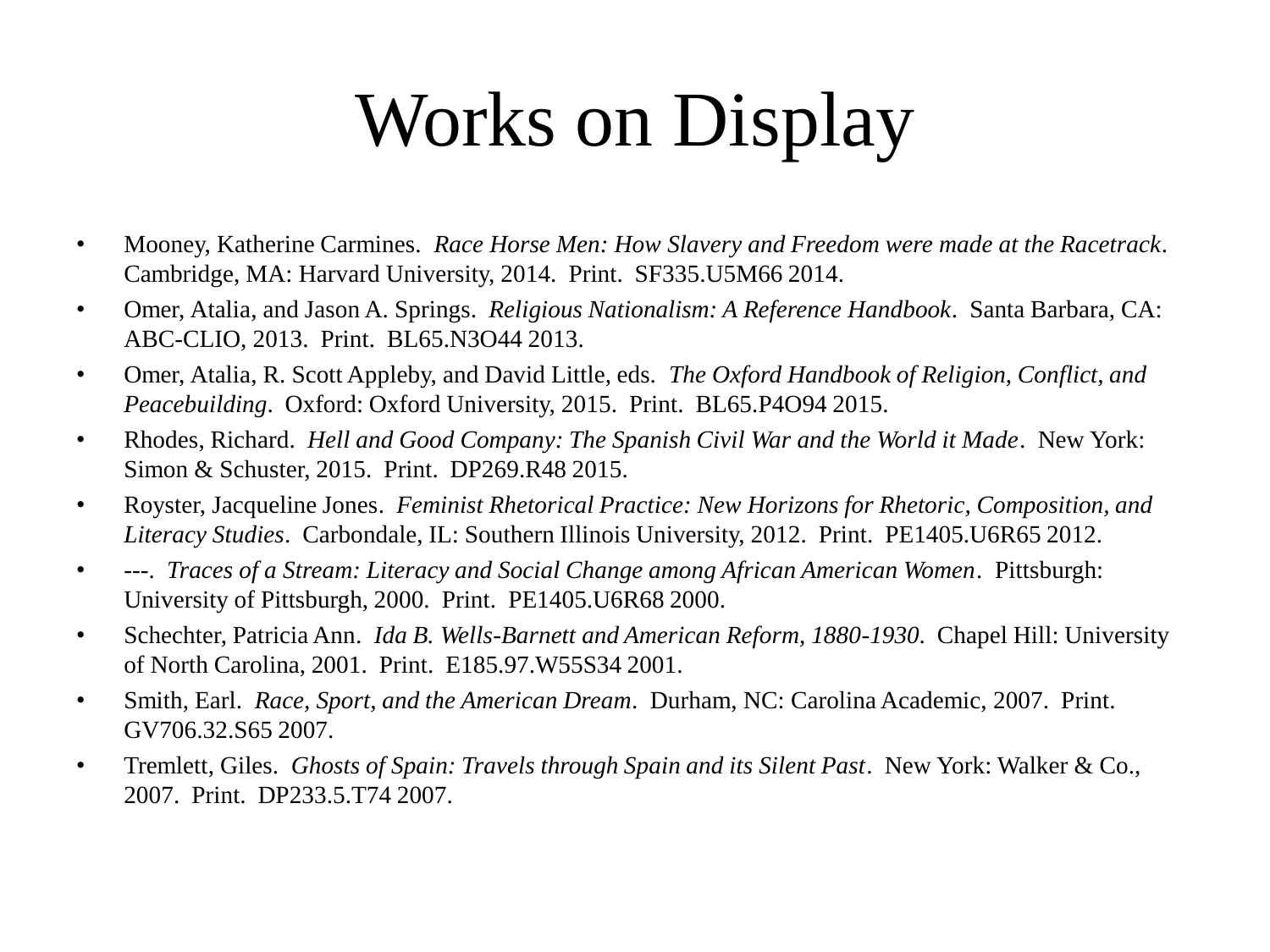# Works on Display

- Mooney, Katherine Carmines. *Race Horse Men: How Slavery and Freedom were made at the Racetrack*. Cambridge, MA: Harvard University, 2014. Print. SF335.U5M66 2014.
- Omer, Atalia, and Jason A. Springs. *Religious Nationalism: A Reference Handbook*. Santa Barbara, CA: ABC-CLIO, 2013. Print. BL65.N3O44 2013.
- Omer, Atalia, R. Scott Appleby, and David Little, eds. *The Oxford Handbook of Religion, Conflict, and Peacebuilding*. Oxford: Oxford University, 2015. Print. BL65.P4O94 2015.
- Rhodes, Richard. *Hell and Good Company: The Spanish Civil War and the World it Made*. New York: Simon & Schuster, 2015. Print. DP269.R48 2015.
- Royster, Jacqueline Jones. *Feminist Rhetorical Practice: New Horizons for Rhetoric, Composition, and Literacy Studies*. Carbondale, IL: Southern Illinois University, 2012. Print. PE1405.U6R65 2012.
- ---. *Traces of a Stream: Literacy and Social Change among African American Women*. Pittsburgh: University of Pittsburgh, 2000. Print. PE1405.U6R68 2000.
- Schechter, Patricia Ann. *Ida B. Wells-Barnett and American Reform, 1880-1930*. Chapel Hill: University of North Carolina, 2001. Print. E185.97.W55S34 2001.
- Smith, Earl. *Race, Sport, and the American Dream*. Durham, NC: Carolina Academic, 2007. Print. GV706.32.S65 2007.
- Tremlett, Giles. *Ghosts of Spain: Travels through Spain and its Silent Past*. New York: Walker & Co., 2007. Print. DP233.5.T74 2007.